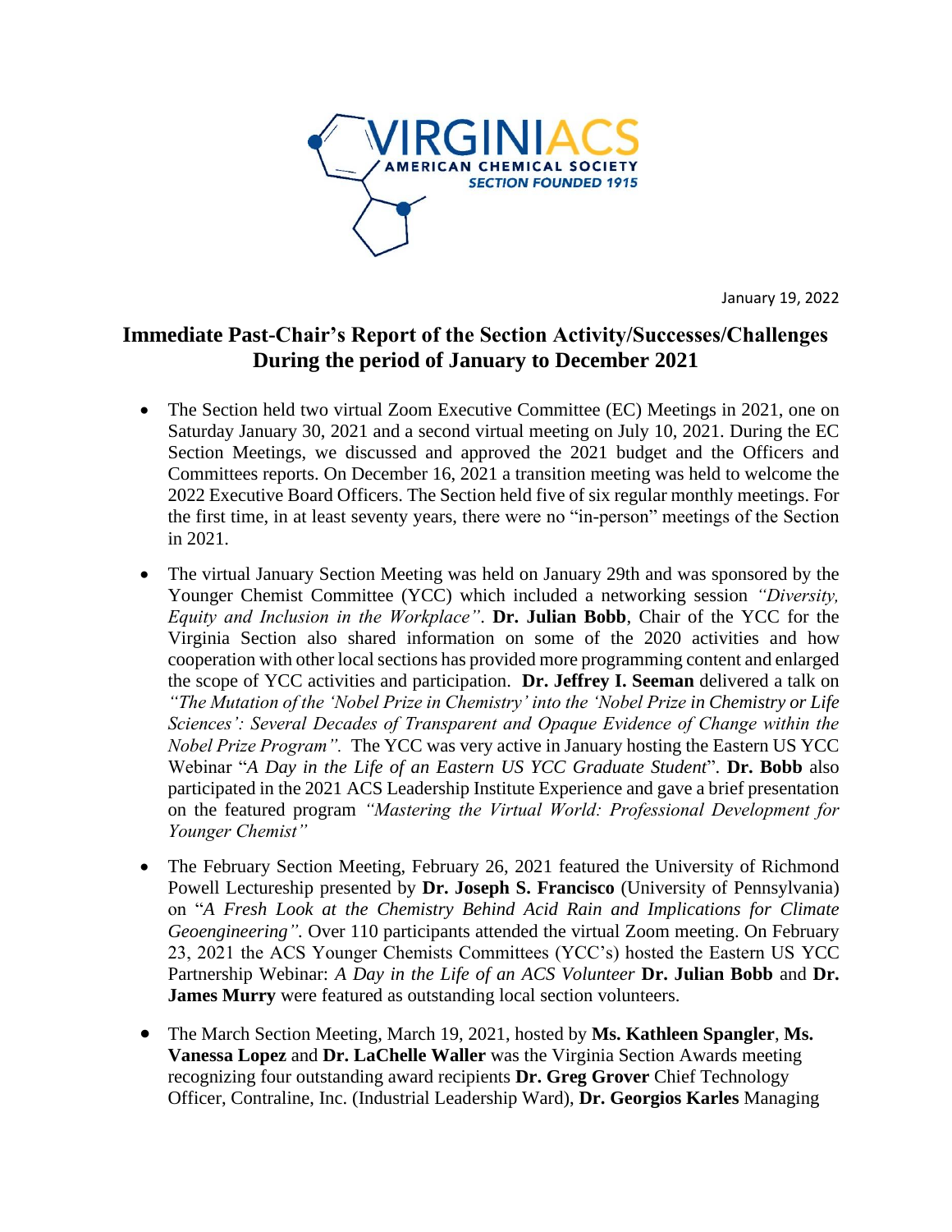VIRGINIACS
AMERICAN CHEMICAL SOCIETY
SECTION FOUNDED 1915

January 19, 2022

# Immediate Past-Chair's Report of the Section Activity/Successes/Challenges During the period of January to December 2021

- The Section held two virtual Zoom Executive Committee (EC) Meetings in 2021, one on Saturday January 30, 2021 and a second virtual meeting on July 10, 2021. During the EC Section Meetings, we discussed and approved the 2021 budget and the Officers and Committees reports. On December 16, 2021 a transition meeting was held to welcome the 2022 Executive Board Officers. The Section held five of six regular monthly meetings. For the first time, in at least seventy years, there were no "in-person" meetings of the Section in 2021.

- The virtual January Section Meeting was held on January 29th and was sponsored by the Younger Chemist Committee (YCC) which included a networking session *"Diversity, Equity and Inclusion in the Workplace"*. **Dr. Julian Bobb**, Chair of the YCC for the Virginia Section also shared information on some of the 2020 activities and how cooperation with other local sections has provided more programming content and enlarged the scope of YCC activities and participation. **Dr. Jeffrey I. Seeman** delivered a talk on *"The Mutation of the 'Nobel Prize in Chemistry' into the 'Nobel Prize in Chemistry or Life Sciences': Several Decades of Transparent and Opaque Evidence of Change within the Nobel Prize Program".* The YCC was very active in January hosting the Eastern US YCC Webinar "*A Day in the Life of an Eastern US YCC Graduate Student*". **Dr. Bobb** also participated in the 2021 ACS Leadership Institute Experience and gave a brief presentation on the featured program *"Mastering the Virtual World: Professional Development for Younger Chemist"*

- The February Section Meeting, February 26, 2021 featured the University of Richmond Powell Lectureship presented by **Dr. Joseph S. Francisco** (University of Pennsylvania) on "*A Fresh Look at the Chemistry Behind Acid Rain and Implications for Climate Geoengineering"*. Over 110 participants attended the virtual Zoom meeting. On February 23, 2021 the ACS Younger Chemists Committees (YCC's) hosted the Eastern US YCC Partnership Webinar: *A Day in the Life of an ACS Volunteer* **Dr. Julian Bobb** and **Dr. James Murry** were featured as outstanding local section volunteers.

- The March Section Meeting, March 19, 2021, hosted by **Ms. Kathleen Spangler**, **Ms. Vanessa Lopez** and **Dr. LaChelle Waller** was the Virginia Section Awards meeting recognizing four outstanding award recipients **Dr. Greg Grover** Chief Technology Officer, Contraline, Inc. (Industrial Leadership Ward), **Dr. Georgios Karles** Managing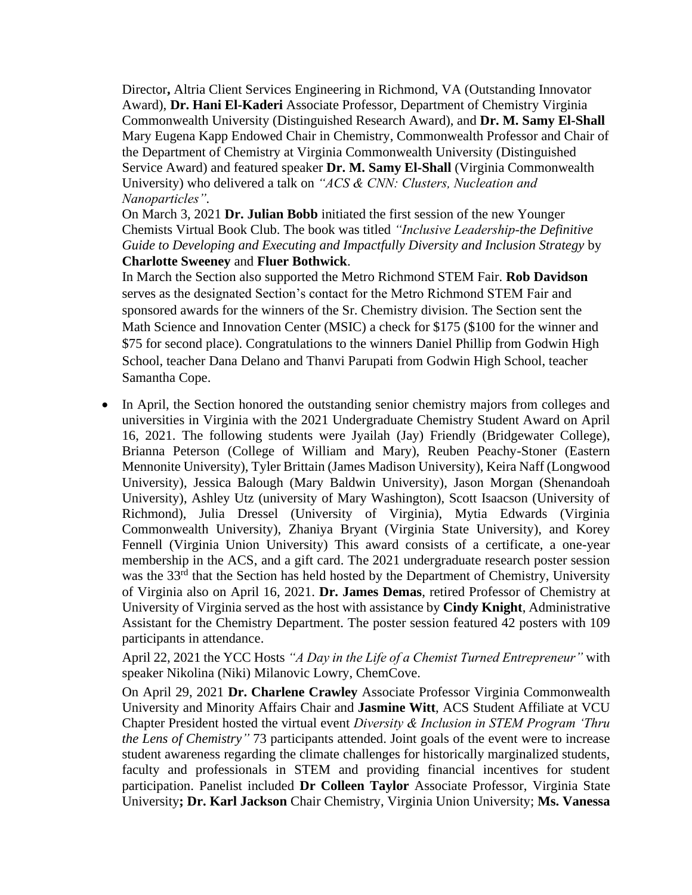Director**,** Altria Client Services Engineering in Richmond, VA (Outstanding Innovator Award), **Dr. Hani El-Kaderi** Associate Professor, Department of Chemistry Virginia Commonwealth University (Distinguished Research Award), and **Dr. M. Samy El-Shall** Mary Eugena Kapp Endowed Chair in Chemistry, Commonwealth Professor and Chair of the Department of Chemistry at Virginia Commonwealth University (Distinguished Service Award) and featured speaker **Dr. M. Samy El-Shall** (Virginia Commonwealth University) who delivered a talk on *"ACS & CNN: Clusters, Nucleation and Nanoparticles"*.

On March 3, 2021 **Dr. Julian Bobb** initiated the first session of the new Younger Chemists Virtual Book Club. The book was titled *"Inclusive Leadership-the Definitive Guide to Developing and Executing and Impactfully Diversity and Inclusion Strategy* by **Charlotte Sweeney** and **Fluer Bothwick**.

In March the Section also supported the Metro Richmond STEM Fair. **Rob Davidson** serves as the designated Section's contact for the Metro Richmond STEM Fair and sponsored awards for the winners of the Sr. Chemistry division. The Section sent the Math Science and Innovation Center (MSIC) a check for $175 ($100 for the winner and $75 for second place). Congratulations to the winners Daniel Phillip from Godwin High School, teacher Dana Delano and Thanvi Parupati from Godwin High School, teacher Samantha Cope.

- In April, the Section honored the outstanding senior chemistry majors from colleges and universities in Virginia with the 2021 Undergraduate Chemistry Student Award on April 16, 2021. The following students were Jyailah (Jay) Friendly (Bridgewater College), Brianna Peterson (College of William and Mary), Reuben Peachy-Stoner (Eastern Mennonite University), Tyler Brittain (James Madison University), Keira Naff (Longwood University), Jessica Balough (Mary Baldwin University), Jason Morgan (Shenandoah University), Ashley Utz (university of Mary Washington), Scott Isaacson (University of Richmond), Julia Dressel (University of Virginia), Mytia Edwards (Virginia Commonwealth University), Zhaniya Bryant (Virginia State University), and Korey Fennell (Virginia Union University) This award consists of a certificate, a one-year membership in the ACS, and a gift card. The 2021 undergraduate research poster session was the 33rd that the Section has held hosted by the Department of Chemistry, University of Virginia also on April 16, 2021. **Dr. James Demas**, retired Professor of Chemistry at University of Virginia served as the host with assistance by **Cindy Knight**, Administrative Assistant for the Chemistry Department. The poster session featured 42 posters with 109 participants in attendance.

  April 22, 2021 the YCC Hosts *"A Day in the Life of a Chemist Turned Entrepreneur"* with speaker Nikolina (Niki) Milanovic Lowry, ChemCove.

  On April 29, 2021 **Dr. Charlene Crawley** Associate Professor Virginia Commonwealth University and Minority Affairs Chair and **Jasmine Witt**, ACS Student Affiliate at VCU Chapter President hosted the virtual event *Diversity & Inclusion in STEM Program 'Thru the Lens of Chemistry"* 73 participants attended. Joint goals of the event were to increase student awareness regarding the climate challenges for historically marginalized students, faculty and professionals in STEM and providing financial incentives for student participation. Panelist included **Dr Colleen Taylor** Associate Professor, Virginia State University**; Dr. Karl Jackson** Chair Chemistry, Virginia Union University; **Ms. Vanessa**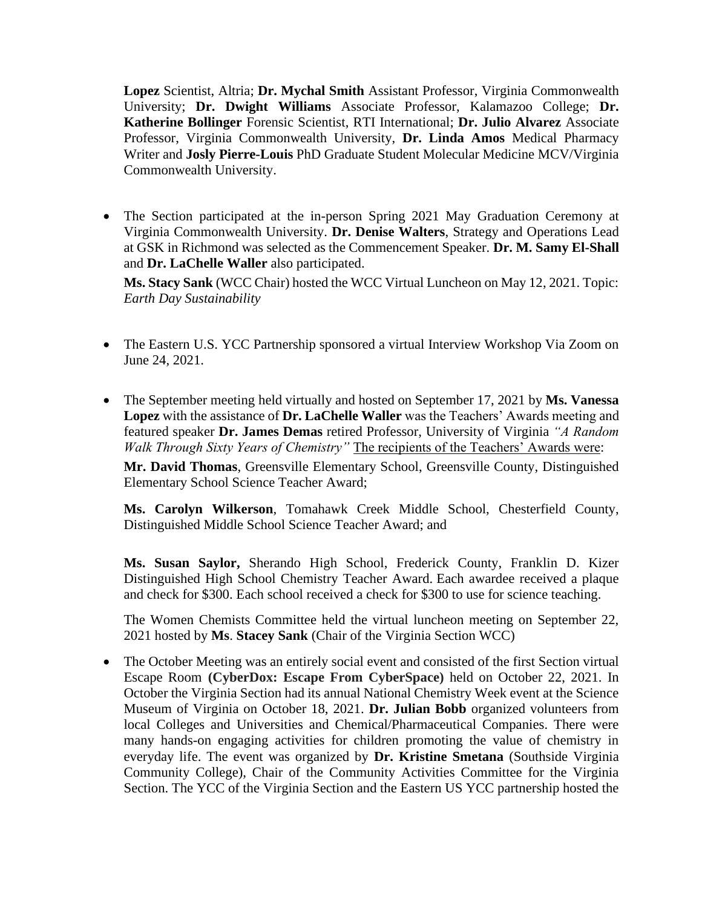**Lopez** Scientist, Altria; **Dr. Mychal Smith** Assistant Professor, Virginia Commonwealth University; **Dr. Dwight Williams** Associate Professor, Kalamazoo College; **Dr. Katherine Bollinger** Forensic Scientist, RTI International; **Dr. Julio Alvarez** Associate Professor, Virginia Commonwealth University, **Dr. Linda Amos** Medical Pharmacy Writer and **Josly Pierre-Louis** PhD Graduate Student Molecular Medicine MCV/Virginia Commonwealth University.

- The Section participated at the in-person Spring 2021 May Graduation Ceremony at Virginia Commonwealth University. **Dr. Denise Walters**, Strategy and Operations Lead at GSK in Richmond was selected as the Commencement Speaker. **Dr. M. Samy El-Shall** and **Dr. LaChelle Waller** also participated.

  **Ms. Stacy Sank** (WCC Chair) hosted the WCC Virtual Luncheon on May 12, 2021. Topic: *Earth Day Sustainability*

- The Eastern U.S. YCC Partnership sponsored a virtual Interview Workshop Via Zoom on June 24, 2021.

- The September meeting held virtually and hosted on September 17, 2021 by **Ms. Vanessa Lopez** with the assistance of **Dr. LaChelle Waller** was the Teachers' Awards meeting and featured speaker **Dr. James Demas** retired Professor, University of Virginia *"A Random Walk Through Sixty Years of Chemistry"* <u>The recipients of the Teachers' Awards were</u>:

  **Mr. David Thomas**, Greensville Elementary School, Greensville County, Distinguished Elementary School Science Teacher Award;

  **Ms. Carolyn Wilkerson**, Tomahawk Creek Middle School, Chesterfield County, Distinguished Middle School Science Teacher Award; and

  **Ms. Susan Saylor,** Sherando High School, Frederick County, Franklin D. Kizer Distinguished High School Chemistry Teacher Award. Each awardee received a plaque and check for $300. Each school received a check for $300 to use for science teaching.

  The Women Chemists Committee held the virtual luncheon meeting on September 22, 2021 hosted by **Ms**. **Stacey Sank** (Chair of the Virginia Section WCC)

- The October Meeting was an entirely social event and consisted of the first Section virtual Escape Room **(CyberDox: Escape From CyberSpace)** held on October 22, 2021. In October the Virginia Section had its annual National Chemistry Week event at the Science Museum of Virginia on October 18, 2021. **Dr. Julian Bobb** organized volunteers from local Colleges and Universities and Chemical/Pharmaceutical Companies. There were many hands-on engaging activities for children promoting the value of chemistry in everyday life. The event was organized by **Dr. Kristine Smetana** (Southside Virginia Community College), Chair of the Community Activities Committee for the Virginia Section. The YCC of the Virginia Section and the Eastern US YCC partnership hosted the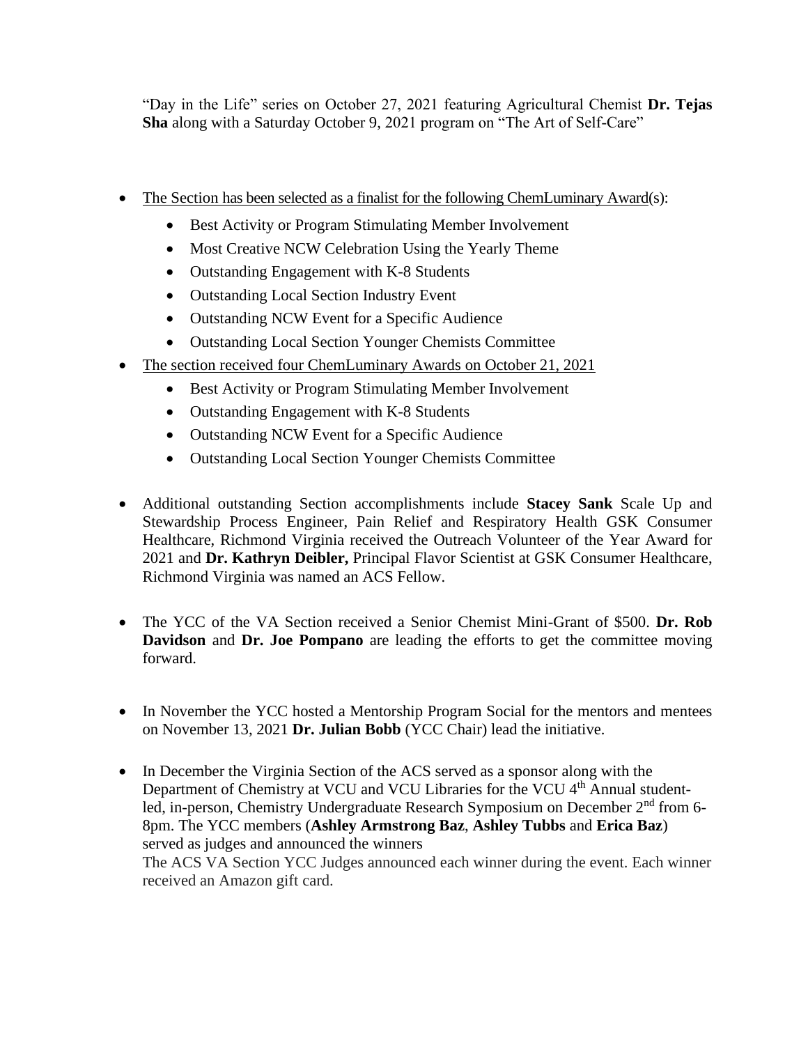"Day in the Life" series on October 27, 2021 featuring Agricultural Chemist **Dr. Tejas Sha** along with a Saturday October 9, 2021 program on "The Art of Self-Care"

- The Section has been selected as a finalist for the following ChemLuminary Award(s):
  - Best Activity or Program Stimulating Member Involvement
  - Most Creative NCW Celebration Using the Yearly Theme
  - Outstanding Engagement with K-8 Students
  - Outstanding Local Section Industry Event
  - Outstanding NCW Event for a Specific Audience
  - Outstanding Local Section Younger Chemists Committee
- The section received four ChemLuminary Awards on October 21, 2021
  - Best Activity or Program Stimulating Member Involvement
  - Outstanding Engagement with K-8 Students
  - Outstanding NCW Event for a Specific Audience
  - Outstanding Local Section Younger Chemists Committee

- Additional outstanding Section accomplishments include **Stacey Sank** Scale Up and Stewardship Process Engineer, Pain Relief and Respiratory Health GSK Consumer Healthcare, Richmond Virginia received the Outreach Volunteer of the Year Award for 2021 and **Dr. Kathryn Deibler,** Principal Flavor Scientist at GSK Consumer Healthcare, Richmond Virginia was named an ACS Fellow.

- The YCC of the VA Section received a Senior Chemist Mini-Grant of $500. **Dr. Rob Davidson** and **Dr. Joe Pompano** are leading the efforts to get the committee moving forward.

- In November the YCC hosted a Mentorship Program Social for the mentors and mentees on November 13, 2021 **Dr. Julian Bobb** (YCC Chair) lead the initiative.

- In December the Virginia Section of the ACS served as a sponsor along with the Department of Chemistry at VCU and VCU Libraries for the VCU 4th Annual student-led, in-person, Chemistry Undergraduate Research Symposium on December 2nd from 6-8pm. The YCC members (**Ashley Armstrong Baz**, **Ashley Tubbs** and **Erica Baz**) served as judges and announced the winners
  The ACS VA Section YCC Judges announced each winner during the event. Each winner received an Amazon gift card.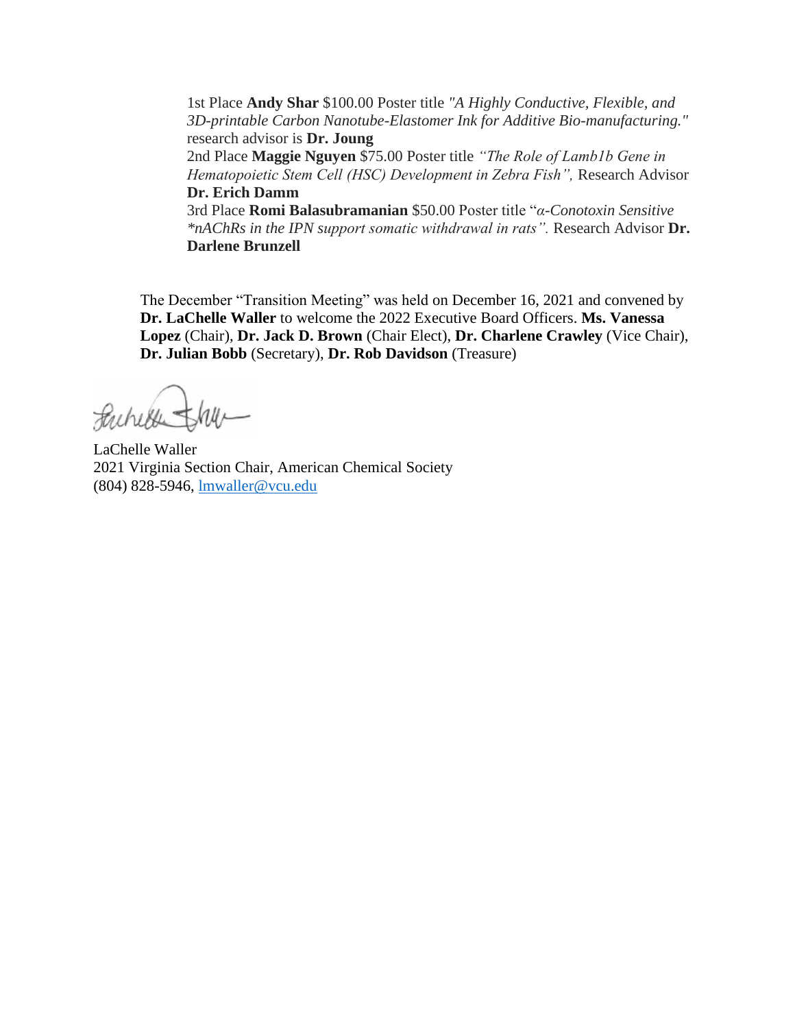1st Place **Andy Shar** $100.00 Poster title *"A Highly Conductive, Flexible, and 3D-printable Carbon Nanotube-Elastomer Ink for Additive Bio-manufacturing."* research advisor is **Dr. Joung**
2nd Place **Maggie Nguyen** $75.00 Poster title *"The Role of Lamb1b Gene in Hematopoietic Stem Cell (HSC) Development in Zebra Fish",* Research Advisor **Dr. Erich Damm**
3rd Place **Romi Balasubramanian** $50.00 Poster title "*α-Conotoxin Sensitive *nAChRs in the IPN support somatic withdrawal in rats".* Research Advisor **Dr. Darlene Brunzell**

The December "Transition Meeting" was held on December 16, 2021 and convened by **Dr. LaChelle Waller** to welcome the 2022 Executive Board Officers. **Ms. Vanessa Lopez** (Chair), **Dr. Jack D. Brown** (Chair Elect), **Dr. Charlene Crawley** (Vice Chair), **Dr. Julian Bobb** (Secretary), **Dr. Rob Davidson** (Treasure)

LaChelle Waller
2021 Virginia Section Chair, American Chemical Society
(804) 828-5946, lmwaller@vcu.edu